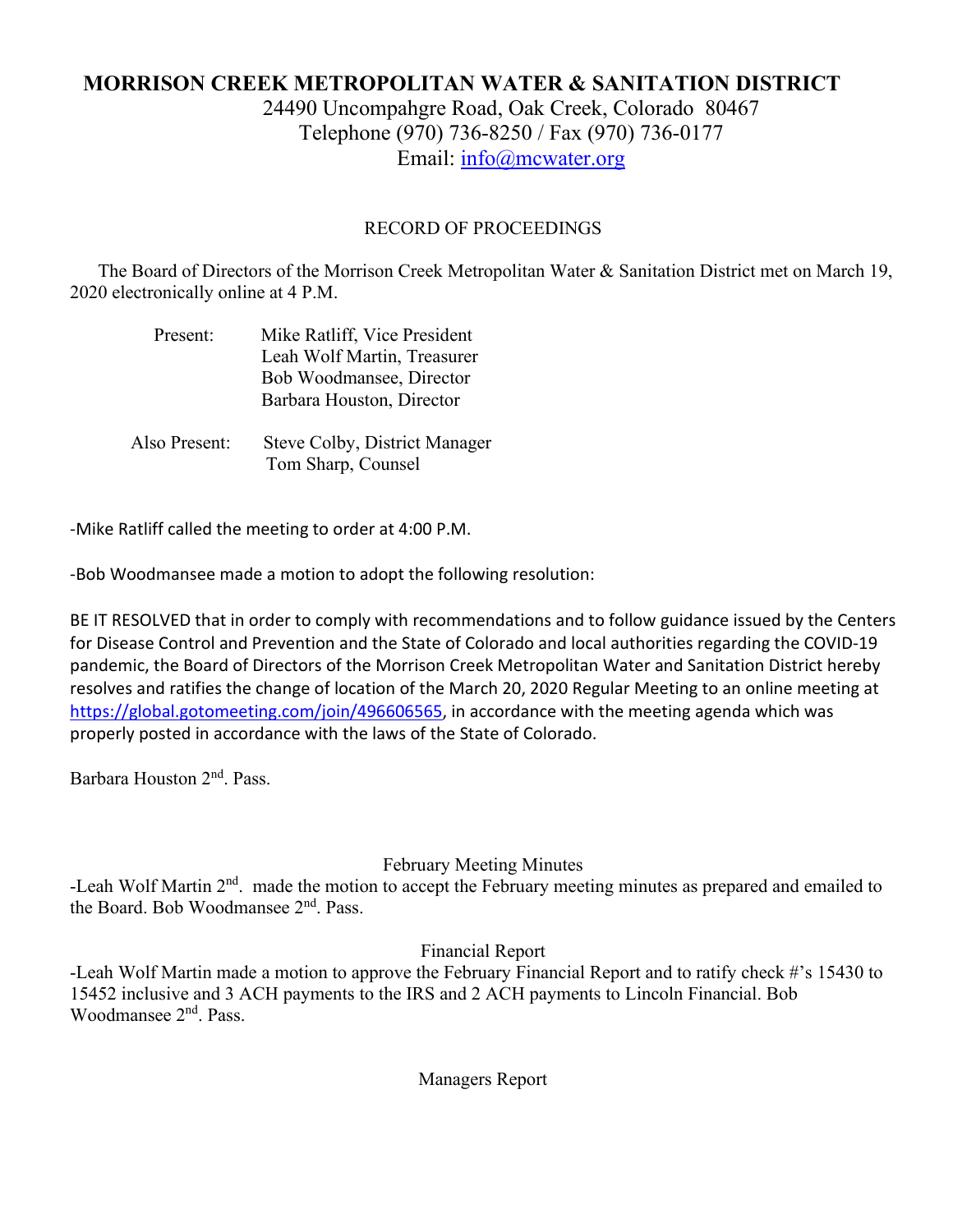# MORRISON CREEK METROPOLITAN WATER & SANITATION DISTRICT

24490 Uncompahgre Road, Oak Creek, Colorado 80467
Telephone (970) 736-8250 / Fax (970) 736-0177
Email: info@mcwater.org

RECORD OF PROCEEDINGS

The Board of Directors of the Morrison Creek Metropolitan Water & Sanitation District met on March 19, 2020 electronically online at 4 P.M.

Present: Mike Ratliff, Vice President
Leah Wolf Martin, Treasurer
Bob Woodmansee, Director
Barbara Houston, Director

Also Present: Steve Colby, District Manager
Tom Sharp, Counsel

-Mike Ratliff called the meeting to order at 4:00 P.M.

-Bob Woodmansee made a motion to adopt the following resolution:

BE IT RESOLVED that in order to comply with recommendations and to follow guidance issued by the Centers for Disease Control and Prevention and the State of Colorado and local authorities regarding the COVID-19 pandemic, the Board of Directors of the Morrison Creek Metropolitan Water and Sanitation District hereby resolves and ratifies the change of location of the March 20, 2020 Regular Meeting to an online meeting at https://global.gotomeeting.com/join/496606565, in accordance with the meeting agenda which was properly posted in accordance with the laws of the State of Colorado.

Barbara Houston 2nd. Pass.

February Meeting Minutes

-Leah Wolf Martin 2nd. made the motion to accept the February meeting minutes as prepared and emailed to the Board. Bob Woodmansee 2nd. Pass.

Financial Report

-Leah Wolf Martin made a motion to approve the February Financial Report and to ratify check #'s 15430 to 15452 inclusive and 3 ACH payments to the IRS and 2 ACH payments to Lincoln Financial. Bob Woodmansee 2nd. Pass.

Managers Report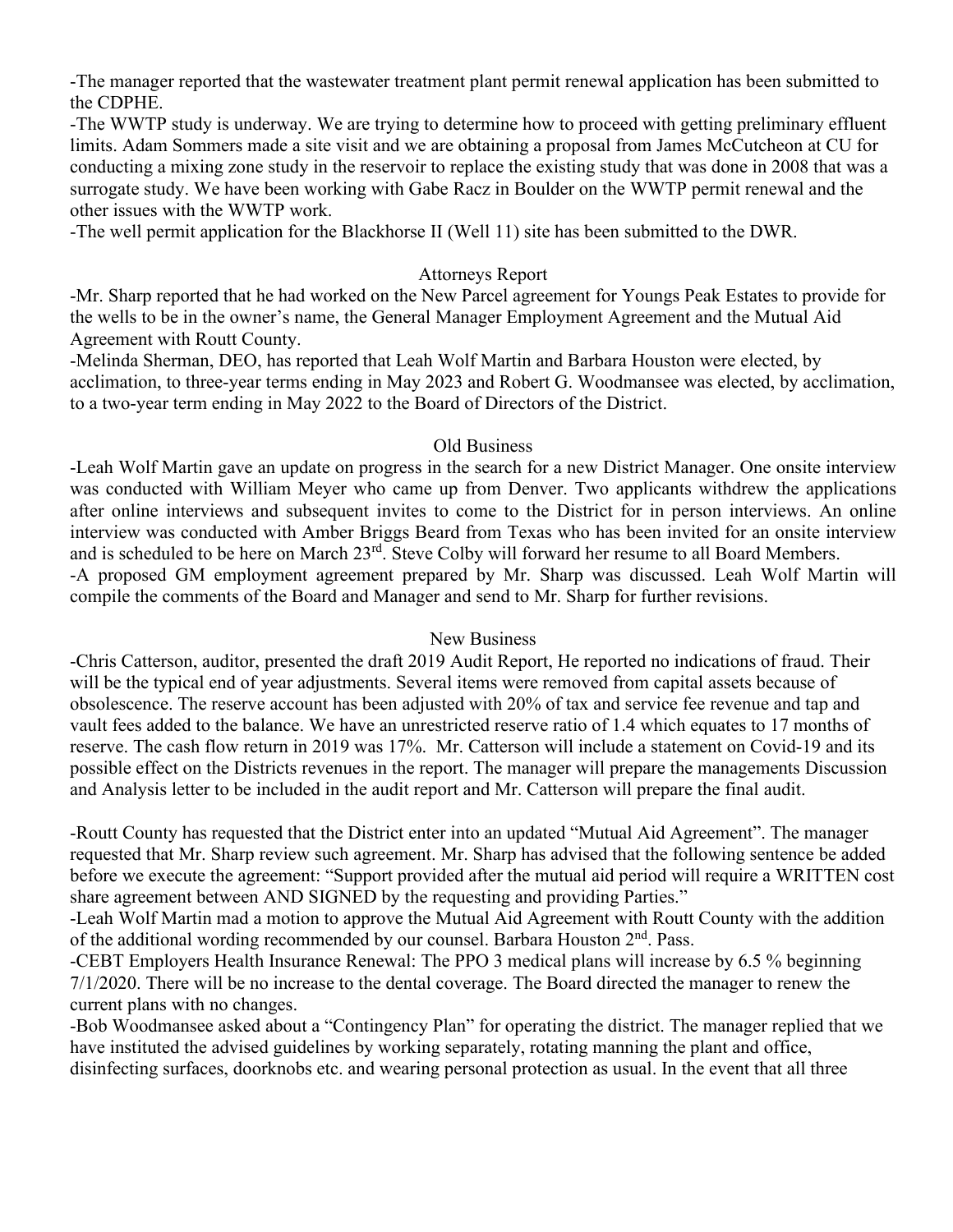-The manager reported that the wastewater treatment plant permit renewal application has been submitted to the CDPHE.

-The WWTP study is underway. We are trying to determine how to proceed with getting preliminary effluent limits. Adam Sommers made a site visit and we are obtaining a proposal from James McCutcheon at CU for conducting a mixing zone study in the reservoir to replace the existing study that was done in 2008 that was a surrogate study. We have been working with Gabe Racz in Boulder on the WWTP permit renewal and the other issues with the WWTP work.

-The well permit application for the Blackhorse II (Well 11) site has been submitted to the DWR.

## Attorneys Report

-Mr. Sharp reported that he had worked on the New Parcel agreement for Youngs Peak Estates to provide for the wells to be in the owner's name, the General Manager Employment Agreement and the Mutual Aid Agreement with Routt County.

-Melinda Sherman, DEO, has reported that Leah Wolf Martin and Barbara Houston were elected, by acclimation, to three-year terms ending in May 2023 and Robert G. Woodmansee was elected, by acclimation, to a two-year term ending in May 2022 to the Board of Directors of the District.

## Old Business

-Leah Wolf Martin gave an update on progress in the search for a new District Manager. One onsite interview was conducted with William Meyer who came up from Denver. Two applicants withdrew the applications after online interviews and subsequent invites to come to the District for in person interviews. An online interview was conducted with Amber Briggs Beard from Texas who has been invited for an onsite interview and is scheduled to be here on March 23rd. Steve Colby will forward her resume to all Board Members.

-A proposed GM employment agreement prepared by Mr. Sharp was discussed. Leah Wolf Martin will compile the comments of the Board and Manager and send to Mr. Sharp for further revisions.

## New Business

-Chris Catterson, auditor, presented the draft 2019 Audit Report, He reported no indications of fraud. Their will be the typical end of year adjustments. Several items were removed from capital assets because of obsolescence. The reserve account has been adjusted with 20% of tax and service fee revenue and tap and vault fees added to the balance. We have an unrestricted reserve ratio of 1.4 which equates to 17 months of reserve. The cash flow return in 2019 was 17%. Mr. Catterson will include a statement on Covid-19 and its possible effect on the Districts revenues in the report. The manager will prepare the managements Discussion and Analysis letter to be included in the audit report and Mr. Catterson will prepare the final audit.

-Routt County has requested that the District enter into an updated "Mutual Aid Agreement". The manager requested that Mr. Sharp review such agreement. Mr. Sharp has advised that the following sentence be added before we execute the agreement: "Support provided after the mutual aid period will require a WRITTEN cost share agreement between AND SIGNED by the requesting and providing Parties."

-Leah Wolf Martin mad a motion to approve the Mutual Aid Agreement with Routt County with the addition of the additional wording recommended by our counsel. Barbara Houston 2nd. Pass.

-CEBT Employers Health Insurance Renewal: The PPO 3 medical plans will increase by 6.5 % beginning 7/1/2020. There will be no increase to the dental coverage. The Board directed the manager to renew the current plans with no changes.

-Bob Woodmansee asked about a "Contingency Plan" for operating the district. The manager replied that we have instituted the advised guidelines by working separately, rotating manning the plant and office, disinfecting surfaces, doorknobs etc. and wearing personal protection as usual. In the event that all three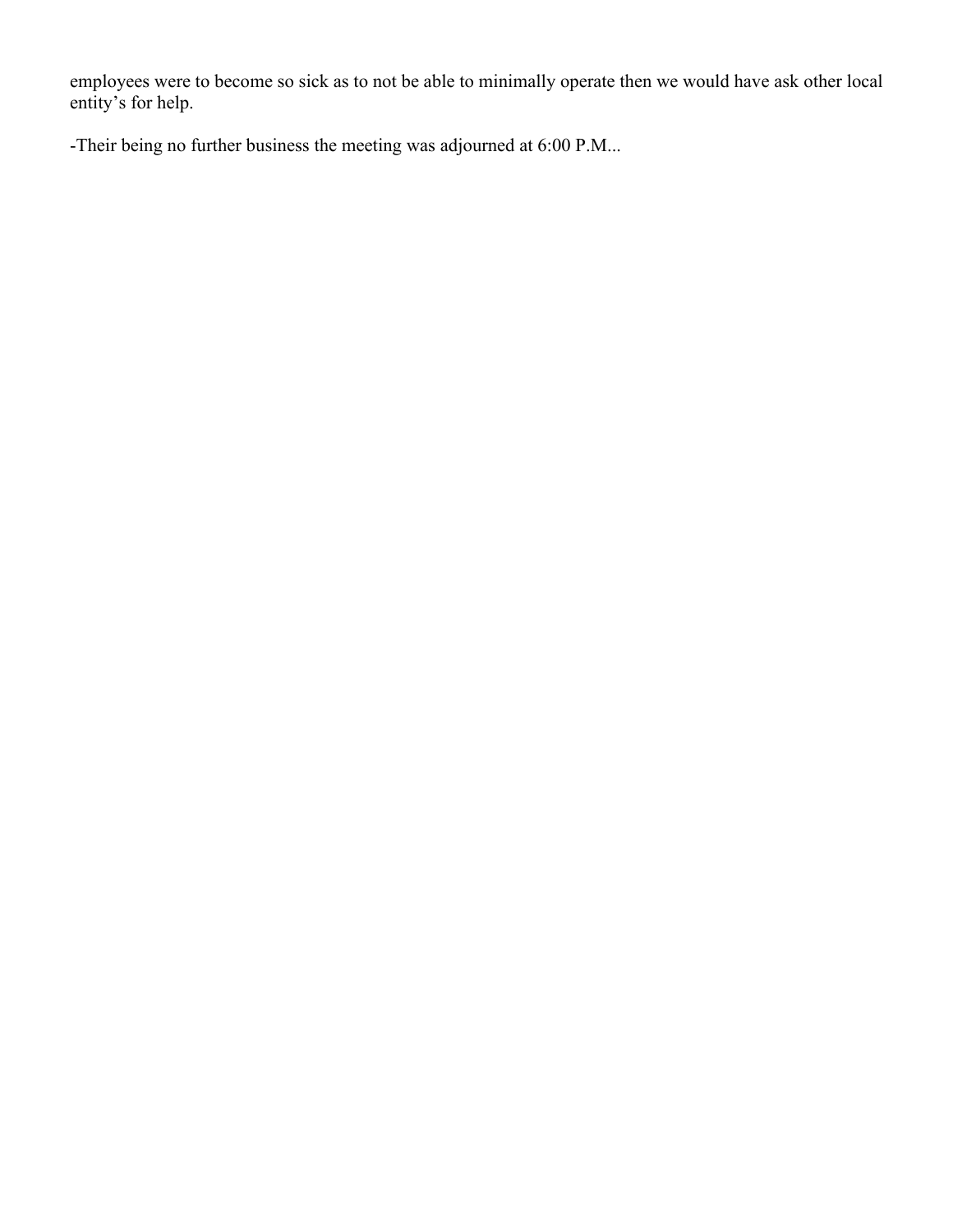employees were to become so sick as to not be able to minimally operate then we would have ask other local entity's for help.

-Their being no further business the meeting was adjourned at 6:00 P.M...